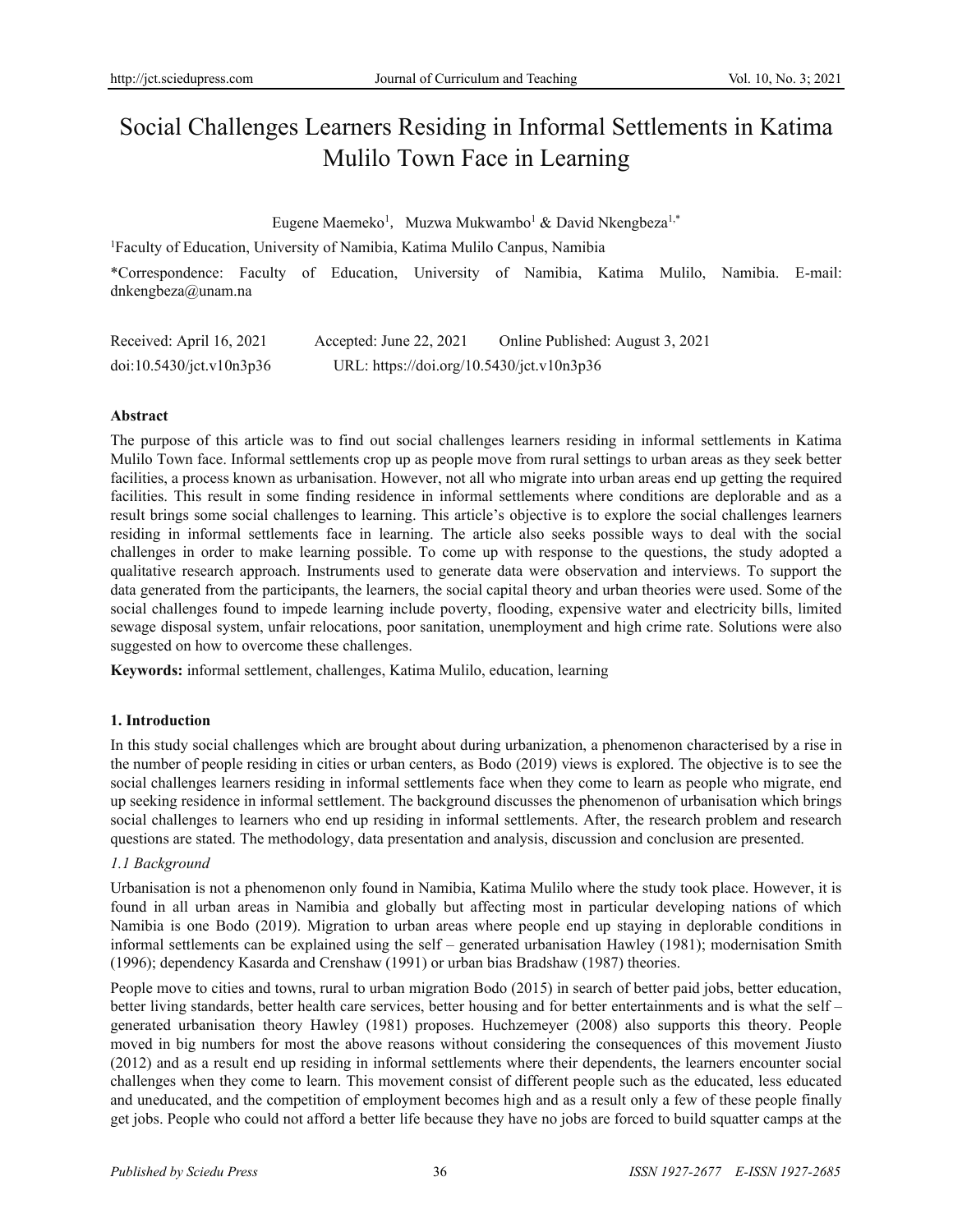# Social Challenges Learners Residing in Informal Settlements in Katima Mulilo Town Face in Learning

Eugene Maemeko[1], Muzwa Mukwambo[1] & David Nkengbeza[1,*]

[1]Faculty of Education, University of Namibia, Katima Mulilo Canpus, Namibia

*Correspondence: Faculty of Education, University of Namibia, Katima Mulilo, Namibia. E-mail: dnkengbeza@unam.na

Received: April 16, 2021 Accepted: June 22, 2021 Online Published: August 3, 2021

doi:10.5430/jct.v10n3p36 URL: https://doi.org/10.5430/jct.v10n3p36

**Abstract**

The purpose of this article was to find out social challenges learners residing in informal settlements in Katima Mulilo Town face. Informal settlements crop up as people move from rural settings to urban areas as they seek better facilities, a process known as urbanisation. However, not all who migrate into urban areas end up getting the required facilities. This result in some finding residence in informal settlements where conditions are deplorable and as a result brings some social challenges to learning. This article's objective is to explore the social challenges learners residing in informal settlements face in learning. The article also seeks possible ways to deal with the social challenges in order to make learning possible. To come up with response to the questions, the study adopted a qualitative research approach. Instruments used to generate data were observation and interviews. To support the data generated from the participants, the learners, the social capital theory and urban theories were used. Some of the social challenges found to impede learning include poverty, flooding, expensive water and electricity bills, limited sewage disposal system, unfair relocations, poor sanitation, unemployment and high crime rate. Solutions were also suggested on how to overcome these challenges.

**Keywords:** informal settlement, challenges, Katima Mulilo, education, learning

## 1. Introduction

In this study social challenges which are brought about during urbanization, a phenomenon characterised by a rise in the number of people residing in cities or urban centers, as Bodo (2019) views is explored. The objective is to see the social challenges learners residing in informal settlements face when they come to learn as people who migrate, end up seeking residence in informal settlement. The background discusses the phenomenon of urbanisation which brings social challenges to learners who end up residing in informal settlements. After, the research problem and research questions are stated. The methodology, data presentation and analysis, discussion and conclusion are presented.

### *1.1 Background*

Urbanisation is not a phenomenon only found in Namibia, Katima Mulilo where the study took place. However, it is found in all urban areas in Namibia and globally but affecting most in particular developing nations of which Namibia is one Bodo (2019). Migration to urban areas where people end up staying in deplorable conditions in informal settlements can be explained using the self – generated urbanisation Hawley (1981); modernisation Smith (1996); dependency Kasarda and Crenshaw (1991) or urban bias Bradshaw (1987) theories.

People move to cities and towns, rural to urban migration Bodo (2015) in search of better paid jobs, better education, better living standards, better health care services, better housing and for better entertainments and is what the self – generated urbanisation theory Hawley (1981) proposes. Huchzemeyer (2008) also supports this theory. People moved in big numbers for most the above reasons without considering the consequences of this movement Jiusto (2012) and as a result end up residing in informal settlements where their dependents, the learners encounter social challenges when they come to learn. This movement consist of different people such as the educated, less educated and uneducated, and the competition of employment becomes high and as a result only a few of these people finally get jobs. People who could not afford a better life because they have no jobs are forced to build squatter camps at the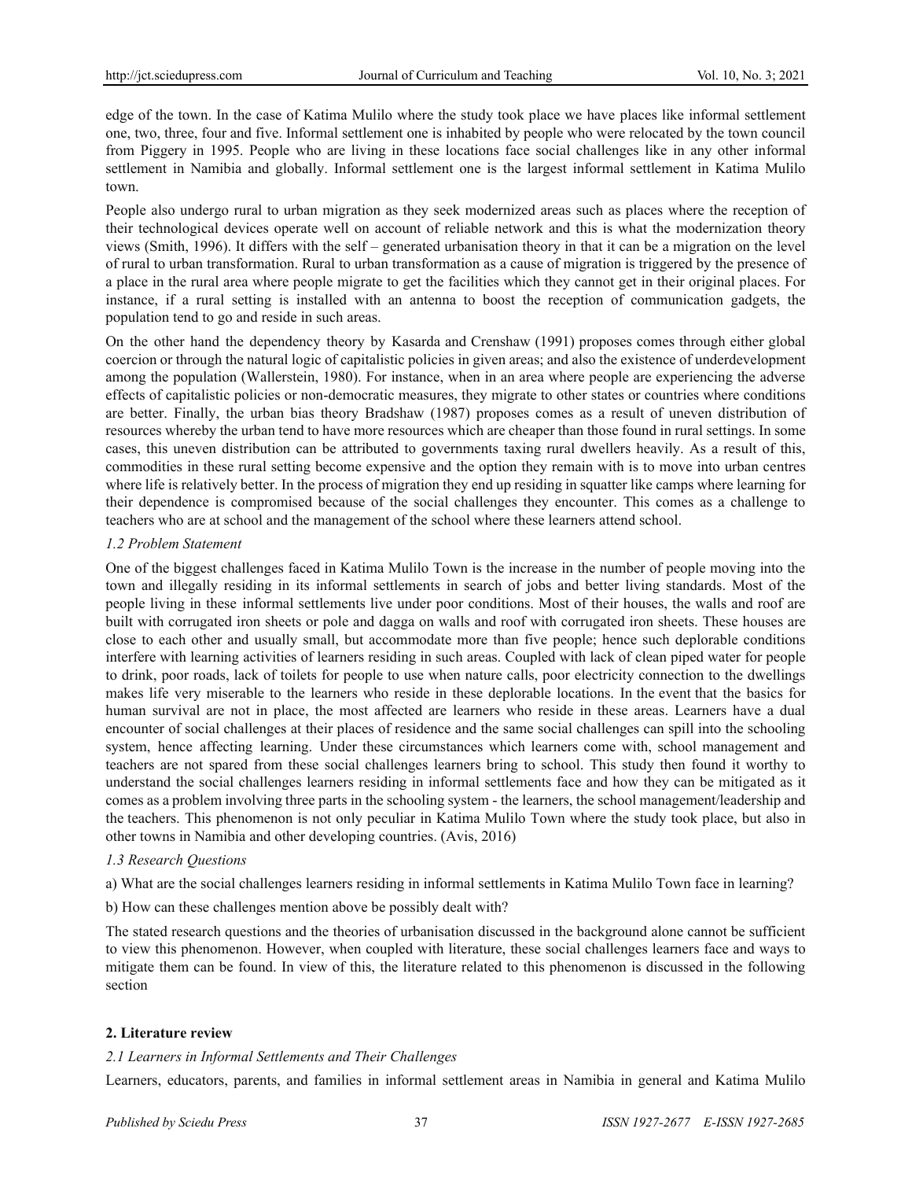edge of the town. In the case of Katima Mulilo where the study took place we have places like informal settlement one, two, three, four and five. Informal settlement one is inhabited by people who were relocated by the town council from Piggery in 1995. People who are living in these locations face social challenges like in any other informal settlement in Namibia and globally. Informal settlement one is the largest informal settlement in Katima Mulilo town.

People also undergo rural to urban migration as they seek modernized areas such as places where the reception of their technological devices operate well on account of reliable network and this is what the modernization theory views (Smith, 1996). It differs with the self – generated urbanisation theory in that it can be a migration on the level of rural to urban transformation. Rural to urban transformation as a cause of migration is triggered by the presence of a place in the rural area where people migrate to get the facilities which they cannot get in their original places. For instance, if a rural setting is installed with an antenna to boost the reception of communication gadgets, the population tend to go and reside in such areas.

On the other hand the dependency theory by Kasarda and Crenshaw (1991) proposes comes through either global coercion or through the natural logic of capitalistic policies in given areas; and also the existence of underdevelopment among the population (Wallerstein, 1980). For instance, when in an area where people are experiencing the adverse effects of capitalistic policies or non-democratic measures, they migrate to other states or countries where conditions are better. Finally, the urban bias theory Bradshaw (1987) proposes comes as a result of uneven distribution of resources whereby the urban tend to have more resources which are cheaper than those found in rural settings. In some cases, this uneven distribution can be attributed to governments taxing rural dwellers heavily. As a result of this, commodities in these rural setting become expensive and the option they remain with is to move into urban centres where life is relatively better. In the process of migration they end up residing in squatter like camps where learning for their dependence is compromised because of the social challenges they encounter. This comes as a challenge to teachers who are at school and the management of the school where these learners attend school.

### *1.2 Problem Statement*

One of the biggest challenges faced in Katima Mulilo Town is the increase in the number of people moving into the town and illegally residing in its informal settlements in search of jobs and better living standards. Most of the people living in these informal settlements live under poor conditions. Most of their houses, the walls and roof are built with corrugated iron sheets or pole and dagga on walls and roof with corrugated iron sheets. These houses are close to each other and usually small, but accommodate more than five people; hence such deplorable conditions interfere with learning activities of learners residing in such areas. Coupled with lack of clean piped water for people to drink, poor roads, lack of toilets for people to use when nature calls, poor electricity connection to the dwellings makes life very miserable to the learners who reside in these deplorable locations. In the event that the basics for human survival are not in place, the most affected are learners who reside in these areas. Learners have a dual encounter of social challenges at their places of residence and the same social challenges can spill into the schooling system, hence affecting learning. Under these circumstances which learners come with, school management and teachers are not spared from these social challenges learners bring to school. This study then found it worthy to understand the social challenges learners residing in informal settlements face and how they can be mitigated as it comes as a problem involving three parts in the schooling system - the learners, the school management/leadership and the teachers. This phenomenon is not only peculiar in Katima Mulilo Town where the study took place, but also in other towns in Namibia and other developing countries. (Avis, 2016)

### *1.3 Research Questions*

a) What are the social challenges learners residing in informal settlements in Katima Mulilo Town face in learning?

b) How can these challenges mention above be possibly dealt with?

The stated research questions and the theories of urbanisation discussed in the background alone cannot be sufficient to view this phenomenon. However, when coupled with literature, these social challenges learners face and ways to mitigate them can be found. In view of this, the literature related to this phenomenon is discussed in the following section

## **2. Literature review**

### *2.1 Learners in Informal Settlements and Their Challenges*

Learners, educators, parents, and families in informal settlement areas in Namibia in general and Katima Mulilo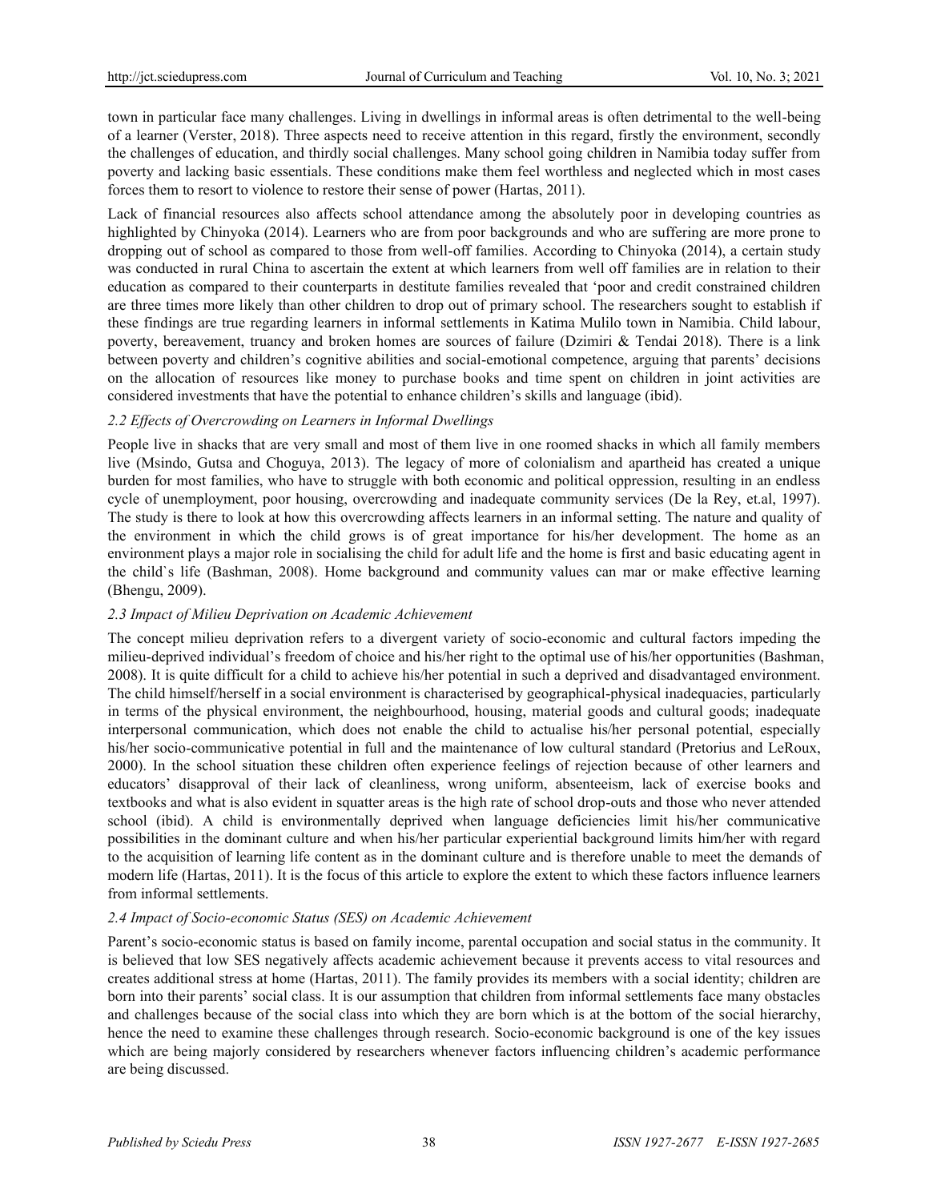town in particular face many challenges. Living in dwellings in informal areas is often detrimental to the well-being of a learner (Verster, 2018). Three aspects need to receive attention in this regard, firstly the environment, secondly the challenges of education, and thirdly social challenges. Many school going children in Namibia today suffer from poverty and lacking basic essentials. These conditions make them feel worthless and neglected which in most cases forces them to resort to violence to restore their sense of power (Hartas, 2011).

Lack of financial resources also affects school attendance among the absolutely poor in developing countries as highlighted by Chinyoka (2014). Learners who are from poor backgrounds and who are suffering are more prone to dropping out of school as compared to those from well-off families. According to Chinyoka (2014), a certain study was conducted in rural China to ascertain the extent at which learners from well off families are in relation to their education as compared to their counterparts in destitute families revealed that 'poor and credit constrained children are three times more likely than other children to drop out of primary school. The researchers sought to establish if these findings are true regarding learners in informal settlements in Katima Mulilo town in Namibia. Child labour, poverty, bereavement, truancy and broken homes are sources of failure (Dzimiri & Tendai 2018). There is a link between poverty and children's cognitive abilities and social-emotional competence, arguing that parents' decisions on the allocation of resources like money to purchase books and time spent on children in joint activities are considered investments that have the potential to enhance children's skills and language (ibid).

### *2.2 Effects of Overcrowding on Learners in Informal Dwellings*

People live in shacks that are very small and most of them live in one roomed shacks in which all family members live (Msindo, Gutsa and Choguya, 2013). The legacy of more of colonialism and apartheid has created a unique burden for most families, who have to struggle with both economic and political oppression, resulting in an endless cycle of unemployment, poor housing, overcrowding and inadequate community services (De la Rey, et.al, 1997). The study is there to look at how this overcrowding affects learners in an informal setting. The nature and quality of the environment in which the child grows is of great importance for his/her development. The home as an environment plays a major role in socialising the child for adult life and the home is first and basic educating agent in the child`s life (Bashman, 2008). Home background and community values can mar or make effective learning (Bhengu, 2009).

### *2.3 Impact of Milieu Deprivation on Academic Achievement*

The concept milieu deprivation refers to a divergent variety of socio-economic and cultural factors impeding the milieu-deprived individual's freedom of choice and his/her right to the optimal use of his/her opportunities (Bashman, 2008). It is quite difficult for a child to achieve his/her potential in such a deprived and disadvantaged environment. The child himself/herself in a social environment is characterised by geographical-physical inadequacies, particularly in terms of the physical environment, the neighbourhood, housing, material goods and cultural goods; inadequate interpersonal communication, which does not enable the child to actualise his/her personal potential, especially his/her socio-communicative potential in full and the maintenance of low cultural standard (Pretorius and LeRoux, 2000). In the school situation these children often experience feelings of rejection because of other learners and educators' disapproval of their lack of cleanliness, wrong uniform, absenteeism, lack of exercise books and textbooks and what is also evident in squatter areas is the high rate of school drop-outs and those who never attended school (ibid). A child is environmentally deprived when language deficiencies limit his/her communicative possibilities in the dominant culture and when his/her particular experiential background limits him/her with regard to the acquisition of learning life content as in the dominant culture and is therefore unable to meet the demands of modern life (Hartas, 2011). It is the focus of this article to explore the extent to which these factors influence learners from informal settlements.

### *2.4 Impact of Socio-economic Status (SES) on Academic Achievement*

Parent's socio-economic status is based on family income, parental occupation and social status in the community. It is believed that low SES negatively affects academic achievement because it prevents access to vital resources and creates additional stress at home (Hartas, 2011). The family provides its members with a social identity; children are born into their parents' social class. It is our assumption that children from informal settlements face many obstacles and challenges because of the social class into which they are born which is at the bottom of the social hierarchy, hence the need to examine these challenges through research. Socio-economic background is one of the key issues which are being majorly considered by researchers whenever factors influencing children's academic performance are being discussed.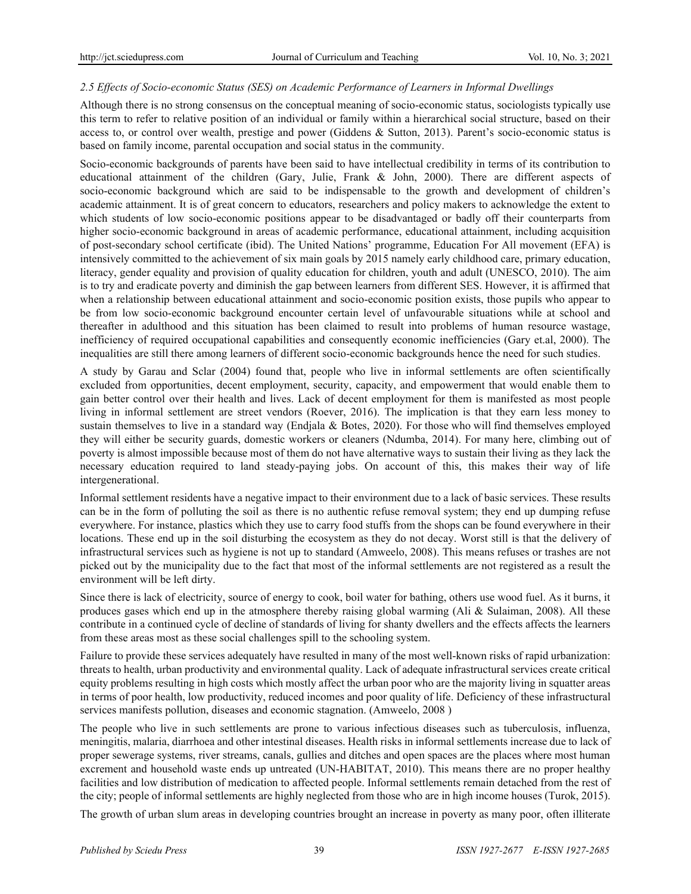### *2.5 Effects of Socio-economic Status (SES) on Academic Performance of Learners in Informal Dwellings*

Although there is no strong consensus on the conceptual meaning of socio-economic status, sociologists typically use this term to refer to relative position of an individual or family within a hierarchical social structure, based on their access to, or control over wealth, prestige and power (Giddens & Sutton, 2013). Parent's socio-economic status is based on family income, parental occupation and social status in the community.

Socio-economic backgrounds of parents have been said to have intellectual credibility in terms of its contribution to educational attainment of the children (Gary, Julie, Frank & John, 2000). There are different aspects of socio-economic background which are said to be indispensable to the growth and development of children's academic attainment. It is of great concern to educators, researchers and policy makers to acknowledge the extent to which students of low socio-economic positions appear to be disadvantaged or badly off their counterparts from higher socio-economic background in areas of academic performance, educational attainment, including acquisition of post-secondary school certificate (ibid). The United Nations' programme, Education For All movement (EFA) is intensively committed to the achievement of six main goals by 2015 namely early childhood care, primary education, literacy, gender equality and provision of quality education for children, youth and adult (UNESCO, 2010). The aim is to try and eradicate poverty and diminish the gap between learners from different SES. However, it is affirmed that when a relationship between educational attainment and socio-economic position exists, those pupils who appear to be from low socio-economic background encounter certain level of unfavourable situations while at school and thereafter in adulthood and this situation has been claimed to result into problems of human resource wastage, inefficiency of required occupational capabilities and consequently economic inefficiencies (Gary et.al, 2000). The inequalities are still there among learners of different socio-economic backgrounds hence the need for such studies.

A study by Garau and Sclar (2004) found that, people who live in informal settlements are often scientifically excluded from opportunities, decent employment, security, capacity, and empowerment that would enable them to gain better control over their health and lives. Lack of decent employment for them is manifested as most people living in informal settlement are street vendors (Roever, 2016). The implication is that they earn less money to sustain themselves to live in a standard way (Endjala & Botes, 2020). For those who will find themselves employed they will either be security guards, domestic workers or cleaners (Ndumba, 2014). For many here, climbing out of poverty is almost impossible because most of them do not have alternative ways to sustain their living as they lack the necessary education required to land steady-paying jobs. On account of this, this makes their way of life intergenerational.

Informal settlement residents have a negative impact to their environment due to a lack of basic services. These results can be in the form of polluting the soil as there is no authentic refuse removal system; they end up dumping refuse everywhere. For instance, plastics which they use to carry food stuffs from the shops can be found everywhere in their locations. These end up in the soil disturbing the ecosystem as they do not decay. Worst still is that the delivery of infrastructural services such as hygiene is not up to standard (Amweelo, 2008). This means refuses or trashes are not picked out by the municipality due to the fact that most of the informal settlements are not registered as a result the environment will be left dirty.

Since there is lack of electricity, source of energy to cook, boil water for bathing, others use wood fuel. As it burns, it produces gases which end up in the atmosphere thereby raising global warming (Ali & Sulaiman, 2008). All these contribute in a continued cycle of decline of standards of living for shanty dwellers and the effects affects the learners from these areas most as these social challenges spill to the schooling system.

Failure to provide these services adequately have resulted in many of the most well-known risks of rapid urbanization: threats to health, urban productivity and environmental quality. Lack of adequate infrastructural services create critical equity problems resulting in high costs which mostly affect the urban poor who are the majority living in squatter areas in terms of poor health, low productivity, reduced incomes and poor quality of life. Deficiency of these infrastructural services manifests pollution, diseases and economic stagnation. (Amweelo, 2008 )

The people who live in such settlements are prone to various infectious diseases such as tuberculosis, influenza, meningitis, malaria, diarrhoea and other intestinal diseases. Health risks in informal settlements increase due to lack of proper sewerage systems, river streams, canals, gullies and ditches and open spaces are the places where most human excrement and household waste ends up untreated (UN-HABITAT, 2010). This means there are no proper healthy facilities and low distribution of medication to affected people. Informal settlements remain detached from the rest of the city; people of informal settlements are highly neglected from those who are in high income houses (Turok, 2015).

The growth of urban slum areas in developing countries brought an increase in poverty as many poor, often illiterate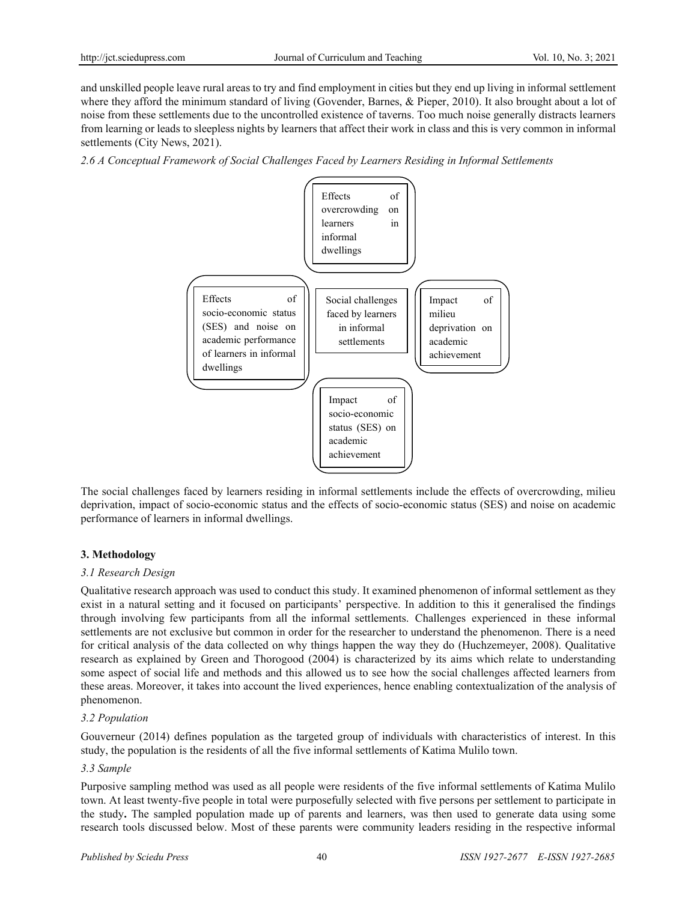and unskilled people leave rural areas to try and find employment in cities but they end up living in informal settlement where they afford the minimum standard of living (Govender, Barnes, & Pieper, 2010). It also brought about a lot of noise from these settlements due to the uncontrolled existence of taverns. Too much noise generally distracts learners from learning or leads to sleepless nights by learners that affect their work in class and this is very common in informal settlements (City News, 2021).

*2.6 A Conceptual Framework of Social Challenges Faced by Learners Residing in Informal Settlements*

Effects of overcrowding on learners in informal dwellings

Effects of socio-economic status (SES) and noise on academic performance of learners in informal dwellings

Social challenges faced by learners in informal settlements

Impact of milieu deprivation on academic achievement

Impact of socio-economic status (SES) on academic achievement

The social challenges faced by learners residing in informal settlements include the effects of overcrowding, milieu deprivation, impact of socio-economic status and the effects of socio-economic status (SES) and noise on academic performance of learners in informal dwellings.

## 3. Methodology

### *3.1 Research Design*

Qualitative research approach was used to conduct this study. It examined phenomenon of informal settlement as they exist in a natural setting and it focused on participants' perspective. In addition to this it generalised the findings through involving few participants from all the informal settlements. Challenges experienced in these informal settlements are not exclusive but common in order for the researcher to understand the phenomenon. There is a need for critical analysis of the data collected on why things happen the way they do (Huchzemeyer, 2008). Qualitative research as explained by Green and Thorogood (2004) is characterized by its aims which relate to understanding some aspect of social life and methods and this allowed us to see how the social challenges affected learners from these areas. Moreover, it takes into account the lived experiences, hence enabling contextualization of the analysis of phenomenon.

### *3.2 Population*

Gouverneur (2014) defines population as the targeted group of individuals with characteristics of interest. In this study, the population is the residents of all the five informal settlements of Katima Mulilo town.

### *3.3 Sample*

Purposive sampling method was used as all people were residents of the five informal settlements of Katima Mulilo town. At least twenty-five people in total were purposefully selected with five persons per settlement to participate in the study**.** The sampled population made up of parents and learners, was then used to generate data using some research tools discussed below. Most of these parents were community leaders residing in the respective informal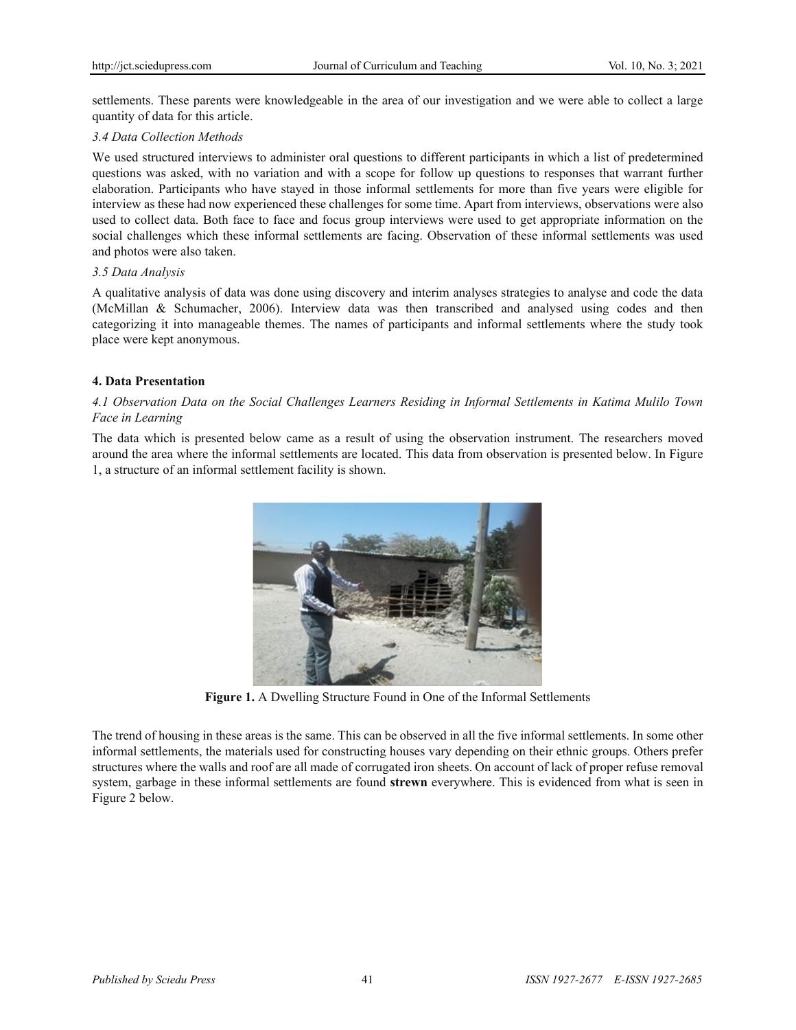settlements. These parents were knowledgeable in the area of our investigation and we were able to collect a large quantity of data for this article.

### *3.4 Data Collection Methods*

We used structured interviews to administer oral questions to different participants in which a list of predetermined questions was asked, with no variation and with a scope for follow up questions to responses that warrant further elaboration. Participants who have stayed in those informal settlements for more than five years were eligible for interview as these had now experienced these challenges for some time. Apart from interviews, observations were also used to collect data. Both face to face and focus group interviews were used to get appropriate information on the social challenges which these informal settlements are facing. Observation of these informal settlements was used and photos were also taken.

### *3.5 Data Analysis*

A qualitative analysis of data was done using discovery and interim analyses strategies to analyse and code the data (McMillan & Schumacher, 2006). Interview data was then transcribed and analysed using codes and then categorizing it into manageable themes. The names of participants and informal settlements where the study took place were kept anonymous.

## **4. Data Presentation**

### *4.1 Observation Data on the Social Challenges Learners Residing in Informal Settlements in Katima Mulilo Town Face in Learning*

The data which is presented below came as a result of using the observation instrument. The researchers moved around the area where the informal settlements are located. This data from observation is presented below. In Figure 1, a structure of an informal settlement facility is shown.

**Figure 1.** A Dwelling Structure Found in One of the Informal Settlements

The trend of housing in these areas is the same. This can be observed in all the five informal settlements. In some other informal settlements, the materials used for constructing houses vary depending on their ethnic groups. Others prefer structures where the walls and roof are all made of corrugated iron sheets. On account of lack of proper refuse removal system, garbage in these informal settlements are found **strewn** everywhere. This is evidenced from what is seen in Figure 2 below.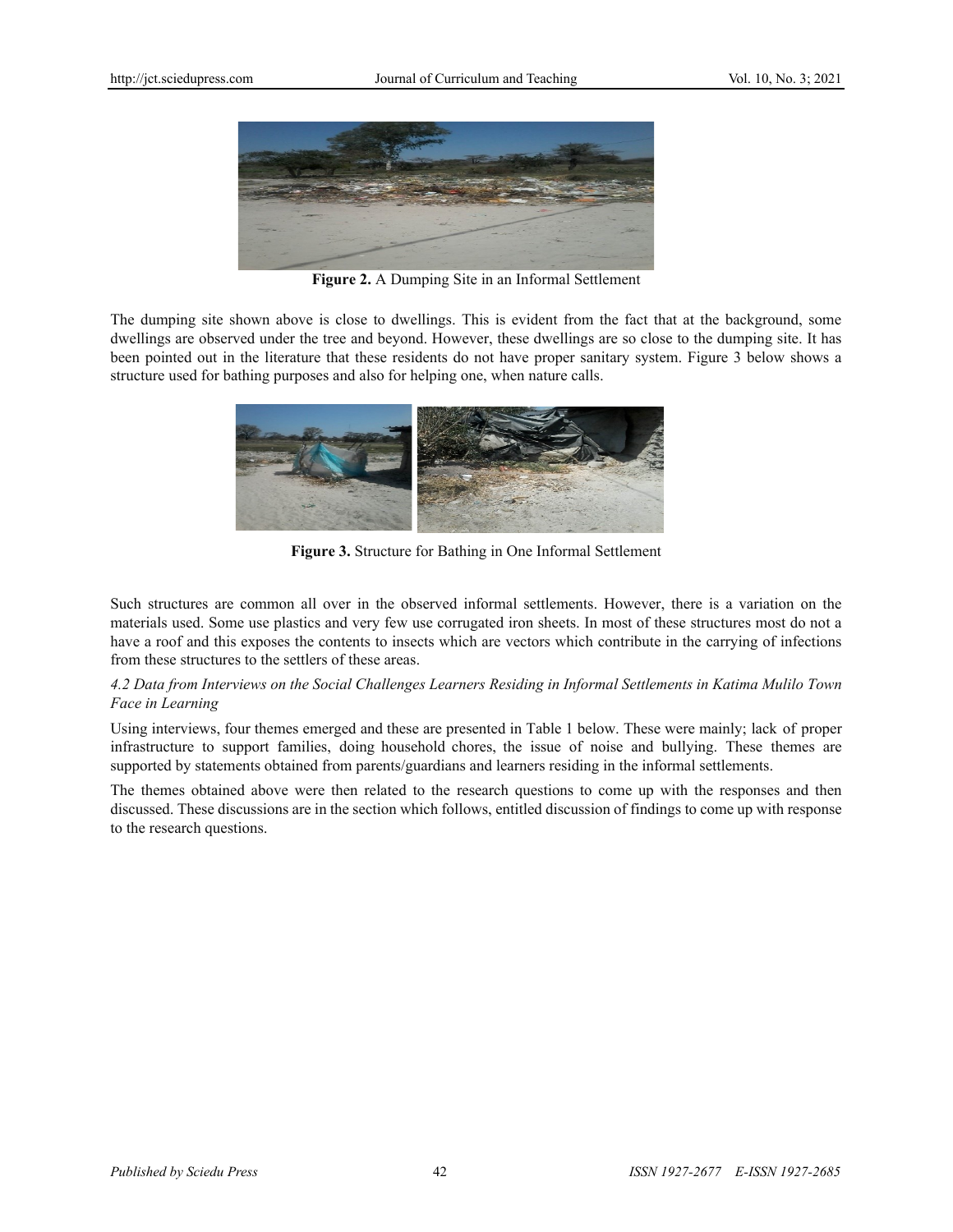**Figure 2.** A Dumping Site in an Informal Settlement

The dumping site shown above is close to dwellings. This is evident from the fact that at the background, some dwellings are observed under the tree and beyond. However, these dwellings are so close to the dumping site. It has been pointed out in the literature that these residents do not have proper sanitary system. Figure 3 below shows a structure used for bathing purposes and also for helping one, when nature calls.

**Figure 3.** Structure for Bathing in One Informal Settlement

Such structures are common all over in the observed informal settlements. However, there is a variation on the materials used. Some use plastics and very few use corrugated iron sheets. In most of these structures most do not a have a roof and this exposes the contents to insects which are vectors which contribute in the carrying of infections from these structures to the settlers of these areas.

### *4.2 Data from Interviews on the Social Challenges Learners Residing in Informal Settlements in Katima Mulilo Town Face in Learning*

Using interviews, four themes emerged and these are presented in Table 1 below. These were mainly; lack of proper infrastructure to support families, doing household chores, the issue of noise and bullying. These themes are supported by statements obtained from parents/guardians and learners residing in the informal settlements.

The themes obtained above were then related to the research questions to come up with the responses and then discussed. These discussions are in the section which follows, entitled discussion of findings to come up with response to the research questions.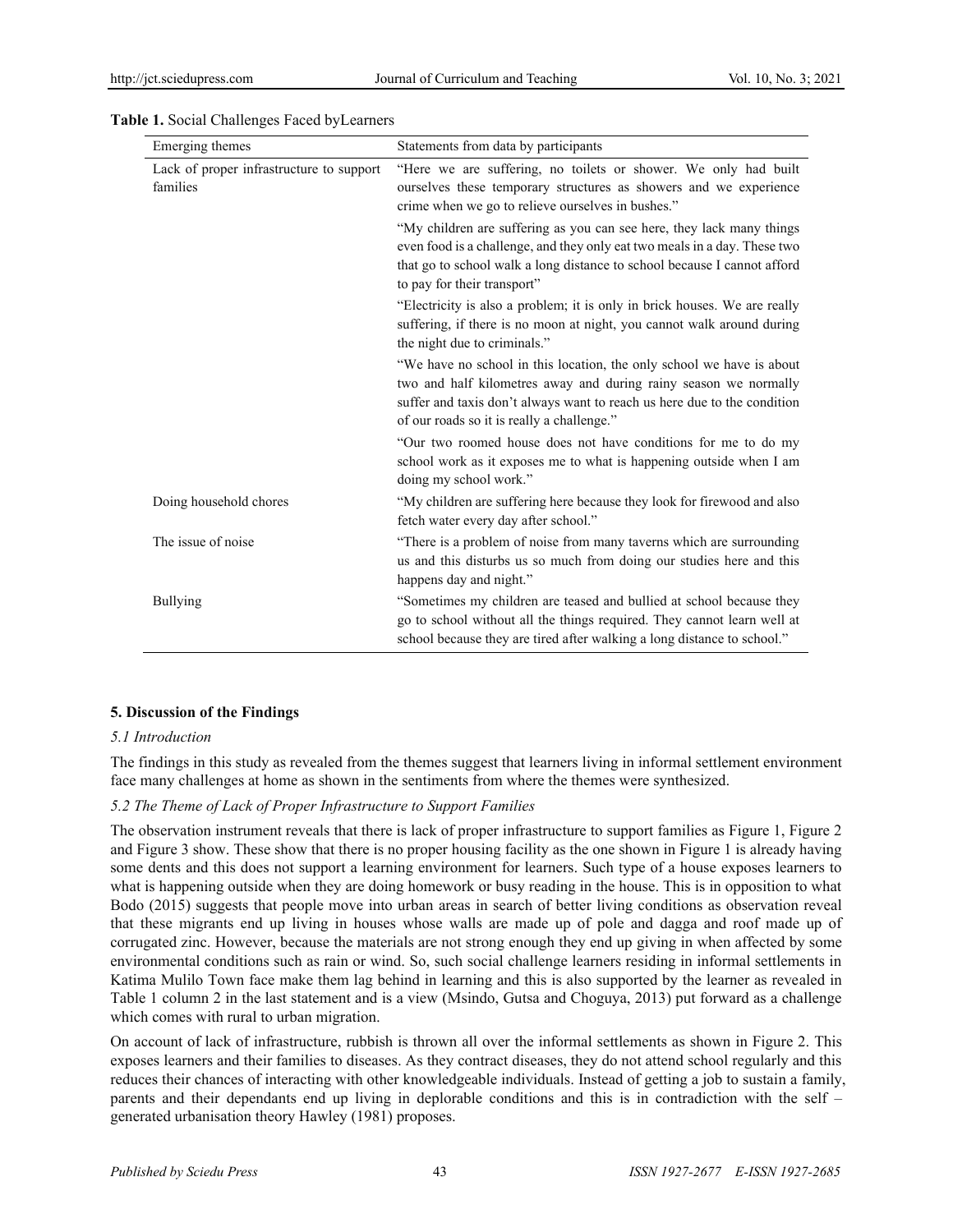**Table 1.** Social Challenges Faced byLearners

| Emerging themes | Statements from data by participants |
|---|---|
| Lack of proper infrastructure to support families | "Here we are suffering, no toilets or shower. We only had built ourselves these temporary structures as showers and we experience crime when we go to relieve ourselves in bushes." |
| | "My children are suffering as you can see here, they lack many things even food is a challenge, and they only eat two meals in a day. These two that go to school walk a long distance to school because I cannot afford to pay for their transport" |
| | "Electricity is also a problem; it is only in brick houses. We are really suffering, if there is no moon at night, you cannot walk around during the night due to criminals." |
| | "We have no school in this location, the only school we have is about two and half kilometres away and during rainy season we normally suffer and taxis don't always want to reach us here due to the condition of our roads so it is really a challenge." |
| | "Our two roomed house does not have conditions for me to do my school work as it exposes me to what is happening outside when I am doing my school work." |
| Doing household chores | "My children are suffering here because they look for firewood and also fetch water every day after school." |
| The issue of noise | "There is a problem of noise from many taverns which are surrounding us and this disturbs us so much from doing our studies here and this happens day and night." |
| Bullying | "Sometimes my children are teased and bullied at school because they go to school without all the things required. They cannot learn well at school because they are tired after walking a long distance to school." |

## 5. Discussion of the Findings

### *5.1 Introduction*

The findings in this study as revealed from the themes suggest that learners living in informal settlement environment face many challenges at home as shown in the sentiments from where the themes were synthesized.

### *5.2 The Theme of Lack of Proper Infrastructure to Support Families*

The observation instrument reveals that there is lack of proper infrastructure to support families as Figure 1, Figure 2 and Figure 3 show. These show that there is no proper housing facility as the one shown in Figure 1 is already having some dents and this does not support a learning environment for learners. Such type of a house exposes learners to what is happening outside when they are doing homework or busy reading in the house. This is in opposition to what Bodo (2015) suggests that people move into urban areas in search of better living conditions as observation reveal that these migrants end up living in houses whose walls are made up of pole and dagga and roof made up of corrugated zinc. However, because the materials are not strong enough they end up giving in when affected by some environmental conditions such as rain or wind. So, such social challenge learners residing in informal settlements in Katima Mulilo Town face make them lag behind in learning and this is also supported by the learner as revealed in Table 1 column 2 in the last statement and is a view (Msindo, Gutsa and Choguya, 2013) put forward as a challenge which comes with rural to urban migration.

On account of lack of infrastructure, rubbish is thrown all over the informal settlements as shown in Figure 2. This exposes learners and their families to diseases. As they contract diseases, they do not attend school regularly and this reduces their chances of interacting with other knowledgeable individuals. Instead of getting a job to sustain a family, parents and their dependants end up living in deplorable conditions and this is in contradiction with the self – generated urbanisation theory Hawley (1981) proposes.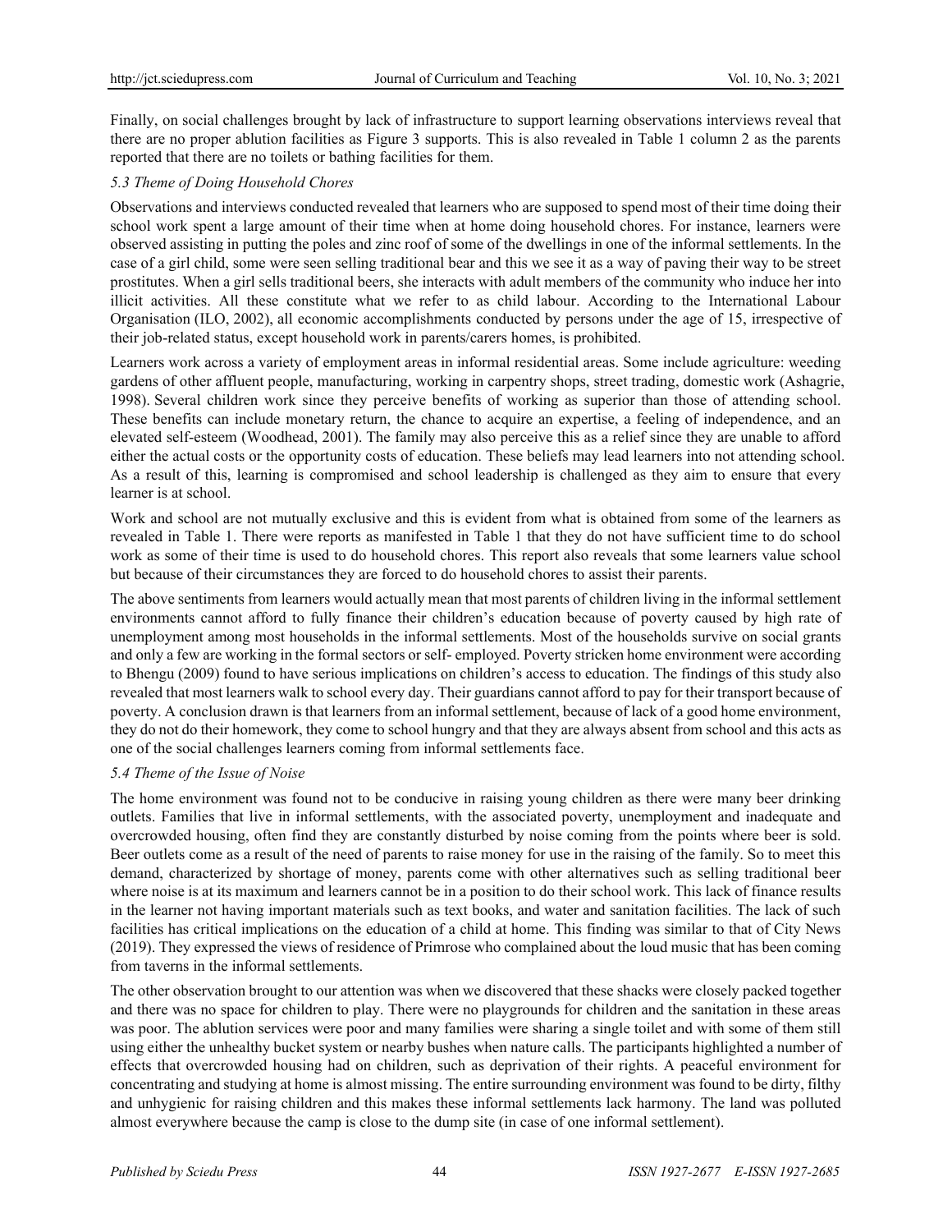Finally, on social challenges brought by lack of infrastructure to support learning observations interviews reveal that there are no proper ablution facilities as Figure 3 supports. This is also revealed in Table 1 column 2 as the parents reported that there are no toilets or bathing facilities for them.

### *5.3 Theme of Doing Household Chores*

Observations and interviews conducted revealed that learners who are supposed to spend most of their time doing their school work spent a large amount of their time when at home doing household chores. For instance, learners were observed assisting in putting the poles and zinc roof of some of the dwellings in one of the informal settlements. In the case of a girl child, some were seen selling traditional bear and this we see it as a way of paving their way to be street prostitutes. When a girl sells traditional beers, she interacts with adult members of the community who induce her into illicit activities. All these constitute what we refer to as child labour. According to the International Labour Organisation (ILO, 2002), all economic accomplishments conducted by persons under the age of 15, irrespective of their job-related status, except household work in parents/carers homes, is prohibited.

Learners work across a variety of employment areas in informal residential areas. Some include agriculture: weeding gardens of other affluent people, manufacturing, working in carpentry shops, street trading, domestic work (Ashagrie, 1998). Several children work since they perceive benefits of working as superior than those of attending school. These benefits can include monetary return, the chance to acquire an expertise, a feeling of independence, and an elevated self-esteem (Woodhead, 2001). The family may also perceive this as a relief since they are unable to afford either the actual costs or the opportunity costs of education. These beliefs may lead learners into not attending school. As a result of this, learning is compromised and school leadership is challenged as they aim to ensure that every learner is at school.

Work and school are not mutually exclusive and this is evident from what is obtained from some of the learners as revealed in Table 1. There were reports as manifested in Table 1 that they do not have sufficient time to do school work as some of their time is used to do household chores. This report also reveals that some learners value school but because of their circumstances they are forced to do household chores to assist their parents.

The above sentiments from learners would actually mean that most parents of children living in the informal settlement environments cannot afford to fully finance their children's education because of poverty caused by high rate of unemployment among most households in the informal settlements. Most of the households survive on social grants and only a few are working in the formal sectors or self- employed. Poverty stricken home environment were according to Bhengu (2009) found to have serious implications on children's access to education. The findings of this study also revealed that most learners walk to school every day. Their guardians cannot afford to pay for their transport because of poverty. A conclusion drawn is that learners from an informal settlement, because of lack of a good home environment, they do not do their homework, they come to school hungry and that they are always absent from school and this acts as one of the social challenges learners coming from informal settlements face.

### *5.4 Theme of the Issue of Noise*

The home environment was found not to be conducive in raising young children as there were many beer drinking outlets. Families that live in informal settlements, with the associated poverty, unemployment and inadequate and overcrowded housing, often find they are constantly disturbed by noise coming from the points where beer is sold. Beer outlets come as a result of the need of parents to raise money for use in the raising of the family. So to meet this demand, characterized by shortage of money, parents come with other alternatives such as selling traditional beer where noise is at its maximum and learners cannot be in a position to do their school work. This lack of finance results in the learner not having important materials such as text books, and water and sanitation facilities. The lack of such facilities has critical implications on the education of a child at home. This finding was similar to that of City News (2019). They expressed the views of residence of Primrose who complained about the loud music that has been coming from taverns in the informal settlements.

The other observation brought to our attention was when we discovered that these shacks were closely packed together and there was no space for children to play. There were no playgrounds for children and the sanitation in these areas was poor. The ablution services were poor and many families were sharing a single toilet and with some of them still using either the unhealthy bucket system or nearby bushes when nature calls. The participants highlighted a number of effects that overcrowded housing had on children, such as deprivation of their rights. A peaceful environment for concentrating and studying at home is almost missing. The entire surrounding environment was found to be dirty, filthy and unhygienic for raising children and this makes these informal settlements lack harmony. The land was polluted almost everywhere because the camp is close to the dump site (in case of one informal settlement).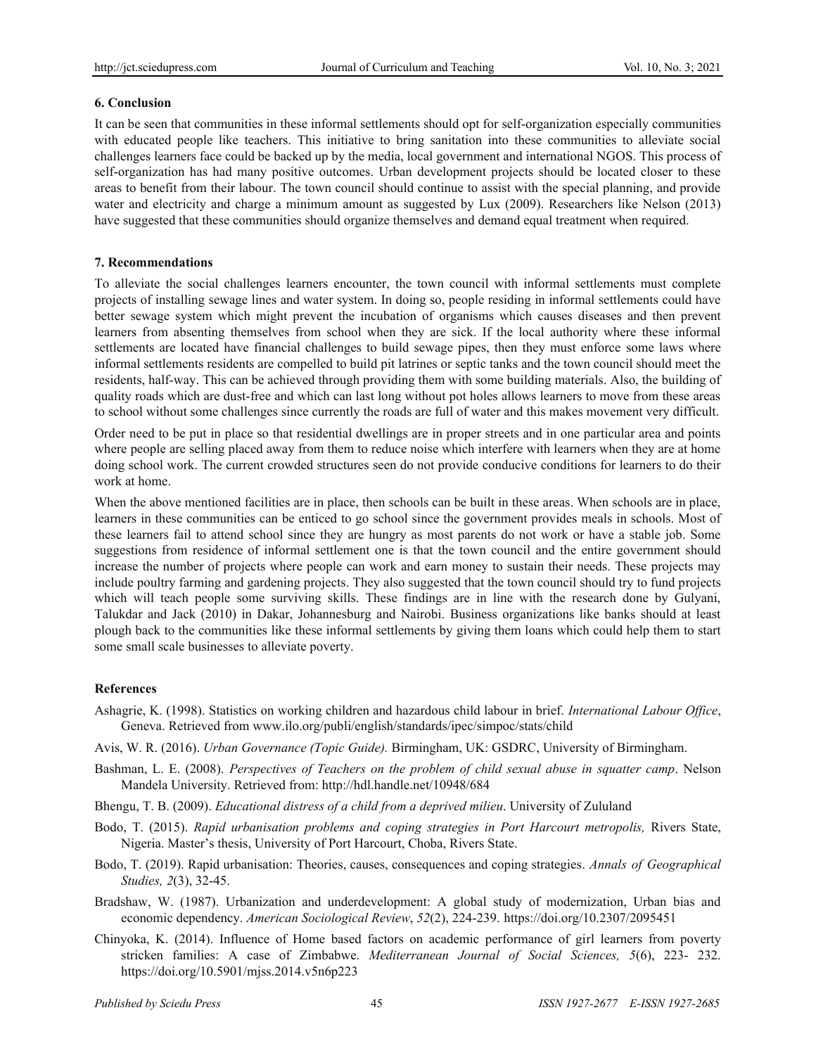## 6. Conclusion

It can be seen that communities in these informal settlements should opt for self-organization especially communities with educated people like teachers. This initiative to bring sanitation into these communities to alleviate social challenges learners face could be backed up by the media, local government and international NGOS. This process of self-organization has had many positive outcomes. Urban development projects should be located closer to these areas to benefit from their labour. The town council should continue to assist with the special planning, and provide water and electricity and charge a minimum amount as suggested by Lux (2009). Researchers like Nelson (2013) have suggested that these communities should organize themselves and demand equal treatment when required.

## 7. Recommendations

To alleviate the social challenges learners encounter, the town council with informal settlements must complete projects of installing sewage lines and water system. In doing so, people residing in informal settlements could have better sewage system which might prevent the incubation of organisms which causes diseases and then prevent learners from absenting themselves from school when they are sick. If the local authority where these informal settlements are located have financial challenges to build sewage pipes, then they must enforce some laws where informal settlements residents are compelled to build pit latrines or septic tanks and the town council should meet the residents, half-way. This can be achieved through providing them with some building materials. Also, the building of quality roads which are dust-free and which can last long without pot holes allows learners to move from these areas to school without some challenges since currently the roads are full of water and this makes movement very difficult.

Order need to be put in place so that residential dwellings are in proper streets and in one particular area and points where people are selling placed away from them to reduce noise which interfere with learners when they are at home doing school work. The current crowded structures seen do not provide conducive conditions for learners to do their work at home.

When the above mentioned facilities are in place, then schools can be built in these areas. When schools are in place, learners in these communities can be enticed to go school since the government provides meals in schools. Most of these learners fail to attend school since they are hungry as most parents do not work or have a stable job. Some suggestions from residence of informal settlement one is that the town council and the entire government should increase the number of projects where people can work and earn money to sustain their needs. These projects may include poultry farming and gardening projects. They also suggested that the town council should try to fund projects which will teach people some surviving skills. These findings are in line with the research done by Gulyani, Talukdar and Jack (2010) in Dakar, Johannesburg and Nairobi. Business organizations like banks should at least plough back to the communities like these informal settlements by giving them loans which could help them to start some small scale businesses to alleviate poverty.

## References

Ashagrie, K. (1998). Statistics on working children and hazardous child labour in brief. *International Labour Office*, Geneva. Retrieved from www.ilo.org/publi/english/standards/ipec/simpoc/stats/child

Avis, W. R. (2016). *Urban Governance (Topic Guide).* Birmingham, UK: GSDRC, University of Birmingham.

Bashman, L. E. (2008). *Perspectives of Teachers on the problem of child sexual abuse in squatter camp*. Nelson Mandela University. Retrieved from: http://hdl.handle.net/10948/684

Bhengu, T. B. (2009). *Educational distress of a child from a deprived milieu*. University of Zululand

Bodo, T. (2015). *Rapid urbanisation problems and coping strategies in Port Harcourt metropolis,* Rivers State, Nigeria. Master's thesis, University of Port Harcourt, Choba, Rivers State.

Bodo, T. (2019). Rapid urbanisation: Theories, causes, consequences and coping strategies. *Annals of Geographical Studies, 2*(3), 32-45.

Bradshaw, W. (1987). Urbanization and underdevelopment: A global study of modernization, Urban bias and economic dependency. *American Sociological Review*, *52*(2), 224-239. https://doi.org/10.2307/2095451

Chinyoka, K. (2014). Influence of Home based factors on academic performance of girl learners from poverty stricken families: A case of Zimbabwe. *Mediterranean Journal of Social Sciences, 5*(6), 223- 232. https://doi.org/10.5901/mjss.2014.v5n6p223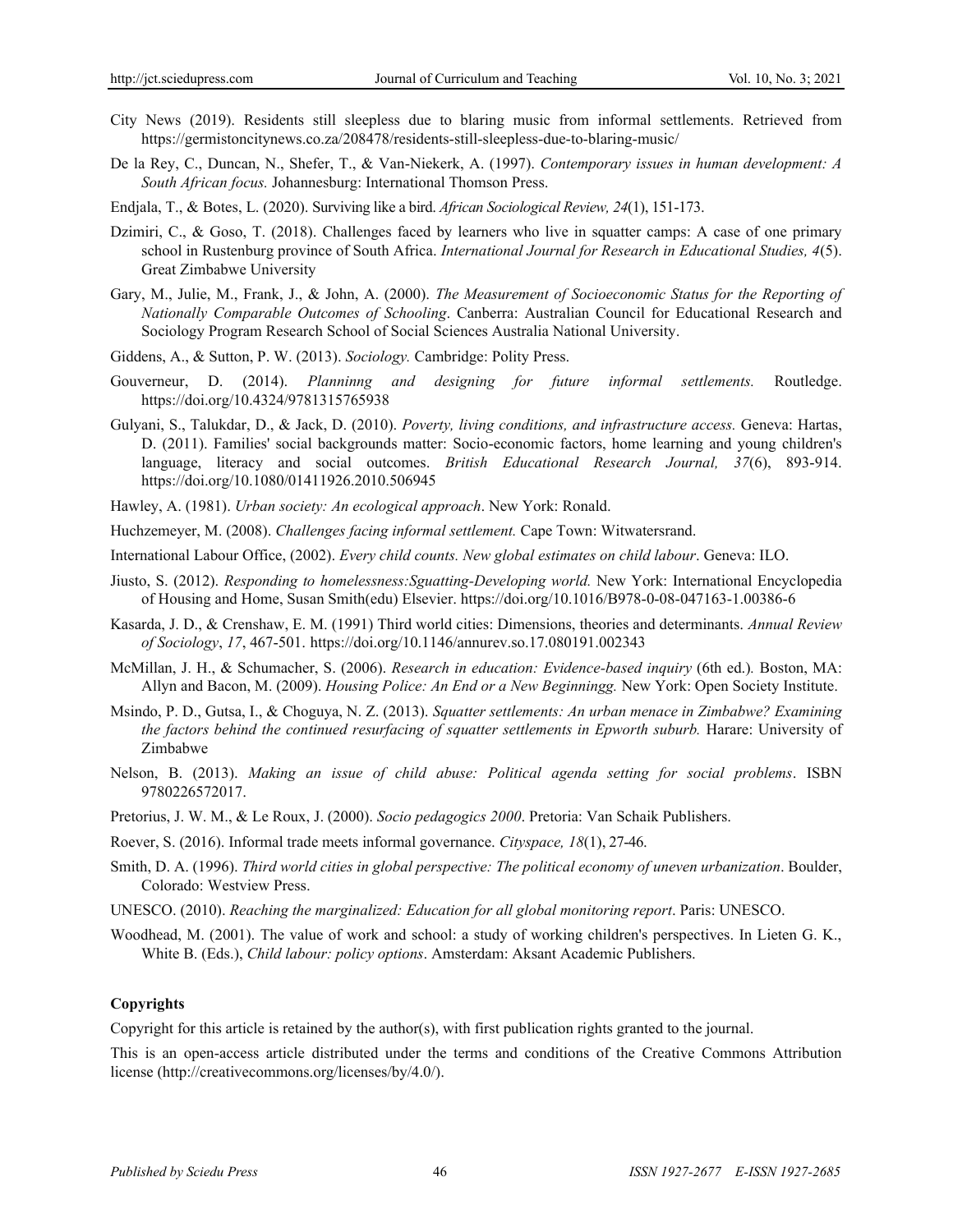City News (2019). Residents still sleepless due to blaring music from informal settlements. Retrieved from https://germistoncitynews.co.za/208478/residents-still-sleepless-due-to-blaring-music/

De la Rey, C., Duncan, N., Shefer, T., & Van-Niekerk, A. (1997). *Contemporary issues in human development: A South African focus.* Johannesburg: International Thomson Press.

Endjala, T., & Botes, L. (2020). Surviving like a bird. *African Sociological Review, 24*(1), 151-173.

Dzimiri, C., & Goso, T. (2018). Challenges faced by learners who live in squatter camps: A case of one primary school in Rustenburg province of South Africa. *International Journal for Research in Educational Studies, 4*(5). Great Zimbabwe University

Gary, M., Julie, M., Frank, J., & John, A. (2000). *The Measurement of Socioeconomic Status for the Reporting of Nationally Comparable Outcomes of Schooling*. Canberra: Australian Council for Educational Research and Sociology Program Research School of Social Sciences Australia National University.

Giddens, A., & Sutton, P. W. (2013). *Sociology.* Cambridge: Polity Press.

Gouverneur, D. (2014). *Planninng and designing for future informal settlements.* Routledge. https://doi.org/10.4324/9781315765938

Gulyani, S., Talukdar, D., & Jack, D. (2010). *Poverty, living conditions, and infrastructure access.* Geneva: Hartas, D. (2011). Families' social backgrounds matter: Socio-economic factors, home learning and young children's language, literacy and social outcomes. *British Educational Research Journal, 37*(6), 893-914. https://doi.org/10.1080/01411926.2010.506945

Hawley, A. (1981). *Urban society: An ecological approach*. New York: Ronald.

Huchzemeyer, M. (2008). *Challenges facing informal settlement.* Cape Town: Witwatersrand.

International Labour Office, (2002). *Every child counts. New global estimates on child labour*. Geneva: ILO.

Jiusto, S. (2012). *Responding to homelessness:Sguatting-Developing world.* New York: International Encyclopedia of Housing and Home, Susan Smith(edu) Elsevier. https://doi.org/10.1016/B978-0-08-047163-1.00386-6

Kasarda, J. D., & Crenshaw, E. M. (1991) Third world cities: Dimensions, theories and determinants. *Annual Review of Sociology*, *17*, 467-501. https://doi.org/10.1146/annurev.so.17.080191.002343

McMillan, J. H., & Schumacher, S. (2006). *Research in education: Evidence-based inquiry* (6th ed.)*.* Boston, MA: Allyn and Bacon, M. (2009). *Housing Police: An End or a New Beginningg.* New York: Open Society Institute.

Msindo, P. D., Gutsa, I., & Choguya, N. Z. (2013). *Squatter settlements: An urban menace in Zimbabwe? Examining the factors behind the continued resurfacing of squatter settlements in Epworth suburb.* Harare: University of Zimbabwe

Nelson, B. (2013). *Making an issue of child abuse: Political agenda setting for social problems*. ISBN 9780226572017.

Pretorius, J. W. M., & Le Roux, J. (2000). *Socio pedagogics 2000*. Pretoria: Van Schaik Publishers.

Roever, S. (2016). Informal trade meets informal governance. *Cityspace, 18*(1), 27-46.

Smith, D. A. (1996). *Third world cities in global perspective: The political economy of uneven urbanization*. Boulder, Colorado: Westview Press.

UNESCO. (2010). *Reaching the marginalized: Education for all global monitoring report*. Paris: UNESCO.

Woodhead, M. (2001). The value of work and school: a study of working children's perspectives. In Lieten G. K., White B. (Eds.), *Child labour: policy options*. Amsterdam: Aksant Academic Publishers.

**Copyrights**

Copyright for this article is retained by the author(s), with first publication rights granted to the journal.

This is an open-access article distributed under the terms and conditions of the Creative Commons Attribution license (http://creativecommons.org/licenses/by/4.0/).